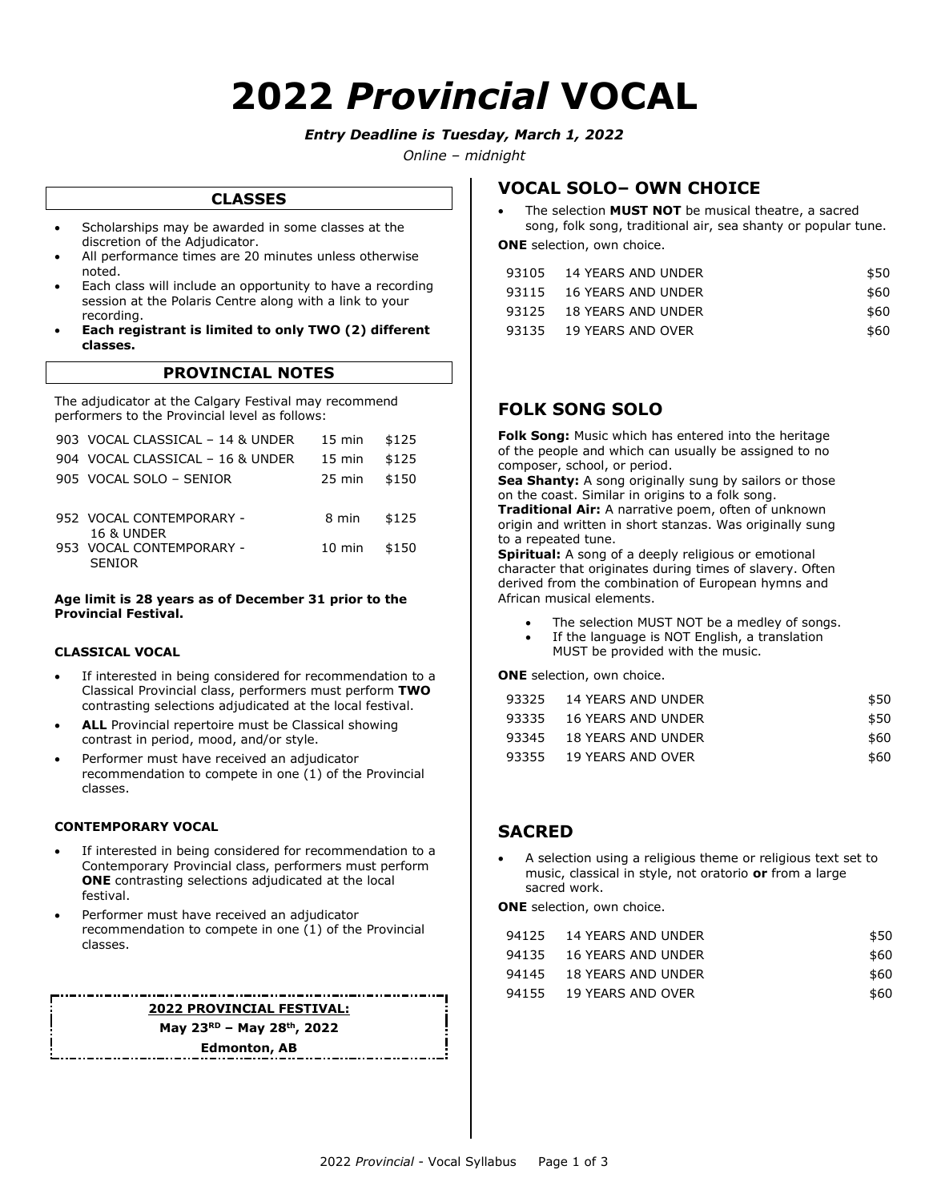# 2022 *Provincial* VOCAL

***Entry Deadline is Tuesday, March 1, 2022***

*Online – midnight*

## CLASSES

- Scholarships may be awarded in some classes at the discretion of the Adjudicator.
- All performance times are 20 minutes unless otherwise noted.
- Each class will include an opportunity to have a recording session at the Polaris Centre along with a link to your recording.
- **Each registrant is limited to only TWO (2) different classes.**

## PROVINCIAL NOTES

The adjudicator at the Calgary Festival may recommend performers to the Provincial level as follows:

| Class | Time | Fee |
|---|---|---|
| 903 VOCAL CLASSICAL – 14 & UNDER | 15 min | $125 |
| 904 VOCAL CLASSICAL – 16 & UNDER | 15 min | $125 |
| 905 VOCAL SOLO – SENIOR | 25 min | $150 |
| 952 VOCAL CONTEMPORARY - 16 & UNDER | 8 min | $125 |
| 953 VOCAL CONTEMPORARY - SENIOR | 10 min | $150 |

**Age limit is 28 years as of December 31 prior to the Provincial Festival.**

### CLASSICAL VOCAL

- If interested in being considered for recommendation to a Classical Provincial class, performers must perform **TWO** contrasting selections adjudicated at the local festival.
- **ALL** Provincial repertoire must be Classical showing contrast in period, mood, and/or style.
- Performer must have received an adjudicator recommendation to compete in one (1) of the Provincial classes.

### CONTEMPORARY VOCAL

- If interested in being considered for recommendation to a Contemporary Provincial class, performers must perform **ONE** contrasting selections adjudicated at the local festival.
- Performer must have received an adjudicator recommendation to compete in one (1) of the Provincial classes.

**2022 PROVINCIAL FESTIVAL:**

**May 23RD – May 28th, 2022**

**Edmonton, AB**

## VOCAL SOLO– OWN CHOICE

- The selection **MUST NOT** be musical theatre, a sacred song, folk song, traditional air, sea shanty or popular tune.

**ONE** selection, own choice.

| Class | Age | Fee |
|---|---|---|
| 93105 | 14 YEARS AND UNDER | $50 |
| 93115 | 16 YEARS AND UNDER | $60 |
| 93125 | 18 YEARS AND UNDER | $60 |
| 93135 | 19 YEARS AND OVER | $60 |

## FOLK SONG SOLO

**Folk Song:** Music which has entered into the heritage of the people and which can usually be assigned to no composer, school, or period.
**Sea Shanty:** A song originally sung by sailors or those on the coast. Similar in origins to a folk song.
**Traditional Air:** A narrative poem, often of unknown origin and written in short stanzas. Was originally sung to a repeated tune.
**Spiritual:** A song of a deeply religious or emotional character that originates during times of slavery. Often derived from the combination of European hymns and African musical elements.

- The selection MUST NOT be a medley of songs.
- If the language is NOT English, a translation MUST be provided with the music.

**ONE** selection, own choice.

| Class | Age | Fee |
|---|---|---|
| 93325 | 14 YEARS AND UNDER | $50 |
| 93335 | 16 YEARS AND UNDER | $50 |
| 93345 | 18 YEARS AND UNDER | $60 |
| 93355 | 19 YEARS AND OVER | $60 |

## SACRED

- A selection using a religious theme or religious text set to music, classical in style, not oratorio **or** from a large sacred work.

**ONE** selection, own choice.

| Class | Age | Fee |
|---|---|---|
| 94125 | 14 YEARS AND UNDER | $50 |
| 94135 | 16 YEARS AND UNDER | $60 |
| 94145 | 18 YEARS AND UNDER | $60 |
| 94155 | 19 YEARS AND OVER | $60 |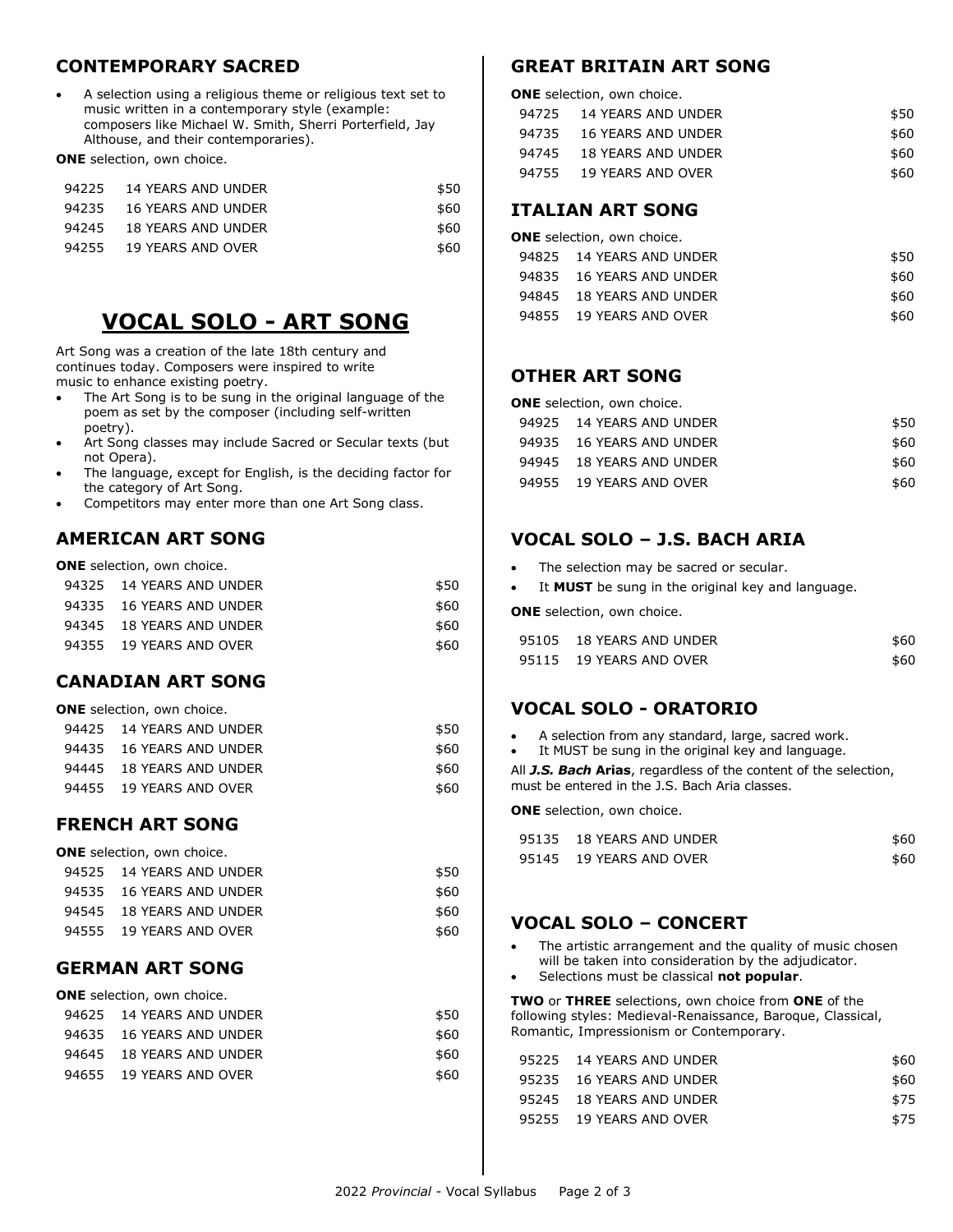## CONTEMPORARY SACRED

- A selection using a religious theme or religious text set to music written in a contemporary style (example: composers like Michael W. Smith, Sherri Porterfield, Jay Althouse, and their contemporaries).

**ONE** selection, own choice.

| | | |
|---|---|---|
| 94225 | 14 YEARS AND UNDER | $50 |
| 94235 | 16 YEARS AND UNDER | $60 |
| 94245 | 18 YEARS AND UNDER | $60 |
| 94255 | 19 YEARS AND OVER | $60 |

# VOCAL SOLO - ART SONG

Art Song was a creation of the late 18th century and continues today. Composers were inspired to write music to enhance existing poetry.

- The Art Song is to be sung in the original language of the poem as set by the composer (including self-written poetry).
- Art Song classes may include Sacred or Secular texts (but not Opera).
- The language, except for English, is the deciding factor for the category of Art Song.
- Competitors may enter more than one Art Song class.

## AMERICAN ART SONG

**ONE** selection, own choice.

| | | |
|---|---|---|
| 94325 | 14 YEARS AND UNDER | $50 |
| 94335 | 16 YEARS AND UNDER | $60 |
| 94345 | 18 YEARS AND UNDER | $60 |
| 94355 | 19 YEARS AND OVER | $60 |

## CANADIAN ART SONG

**ONE** selection, own choice.

| | | |
|---|---|---|
| 94425 | 14 YEARS AND UNDER | $50 |
| 94435 | 16 YEARS AND UNDER | $60 |
| 94445 | 18 YEARS AND UNDER | $60 |
| 94455 | 19 YEARS AND OVER | $60 |

## FRENCH ART SONG

**ONE** selection, own choice.

| | | |
|---|---|---|
| 94525 | 14 YEARS AND UNDER | $50 |
| 94535 | 16 YEARS AND UNDER | $60 |
| 94545 | 18 YEARS AND UNDER | $60 |
| 94555 | 19 YEARS AND OVER | $60 |

## GERMAN ART SONG

**ONE** selection, own choice.

| | | |
|---|---|---|
| 94625 | 14 YEARS AND UNDER | $50 |
| 94635 | 16 YEARS AND UNDER | $60 |
| 94645 | 18 YEARS AND UNDER | $60 |
| 94655 | 19 YEARS AND OVER | $60 |

## GREAT BRITAIN ART SONG

**ONE** selection, own choice.

| | | |
|---|---|---|
| 94725 | 14 YEARS AND UNDER | $50 |
| 94735 | 16 YEARS AND UNDER | $60 |
| 94745 | 18 YEARS AND UNDER | $60 |
| 94755 | 19 YEARS AND OVER | $60 |

## ITALIAN ART SONG

**ONE** selection, own choice.

| | | |
|---|---|---|
| 94825 | 14 YEARS AND UNDER | $50 |
| 94835 | 16 YEARS AND UNDER | $60 |
| 94845 | 18 YEARS AND UNDER | $60 |
| 94855 | 19 YEARS AND OVER | $60 |

## OTHER ART SONG

**ONE** selection, own choice.

| | | |
|---|---|---|
| 94925 | 14 YEARS AND UNDER | $50 |
| 94935 | 16 YEARS AND UNDER | $60 |
| 94945 | 18 YEARS AND UNDER | $60 |
| 94955 | 19 YEARS AND OVER | $60 |

## VOCAL SOLO – J.S. BACH ARIA

- The selection may be sacred or secular.
- It **MUST** be sung in the original key and language.

**ONE** selection, own choice.

| | | |
|---|---|---|
| 95105 | 18 YEARS AND UNDER | $60 |
| 95115 | 19 YEARS AND OVER | $60 |

## VOCAL SOLO - ORATORIO

- A selection from any standard, large, sacred work.
- It MUST be sung in the original key and language.

All ***J.S. Bach*** **Arias**, regardless of the content of the selection, must be entered in the J.S. Bach Aria classes.

**ONE** selection, own choice.

| | | |
|---|---|---|
| 95135 | 18 YEARS AND UNDER | $60 |
| 95145 | 19 YEARS AND OVER | $60 |

## VOCAL SOLO – CONCERT

- The artistic arrangement and the quality of music chosen will be taken into consideration by the adjudicator.
- Selections must be classical **not popular**.

**TWO** or **THREE** selections, own choice from **ONE** of the following styles: Medieval-Renaissance, Baroque, Classical, Romantic, Impressionism or Contemporary.

| | | |
|---|---|---|
| 95225 | 14 YEARS AND UNDER | $60 |
| 95235 | 16 YEARS AND UNDER | $60 |
| 95245 | 18 YEARS AND UNDER | $75 |
| 95255 | 19 YEARS AND OVER | $75 |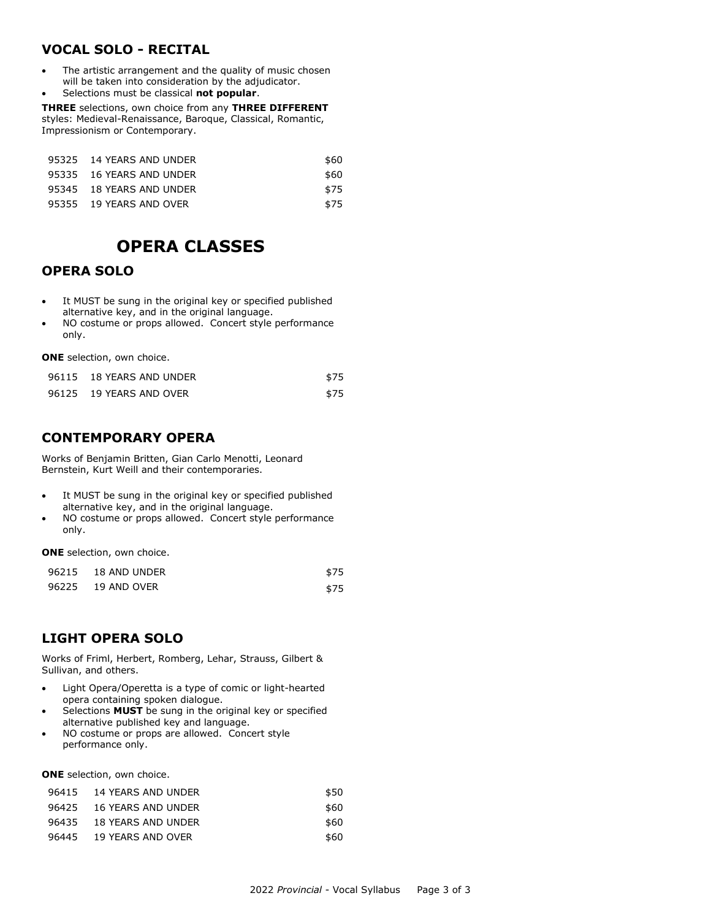## VOCAL SOLO - RECITAL

- The artistic arrangement and the quality of music chosen will be taken into consideration by the adjudicator.
- Selections must be classical **not popular**.

**THREE** selections, own choice from any **THREE DIFFERENT** styles: Medieval-Renaissance, Baroque, Classical, Romantic, Impressionism or Contemporary.

| | | |
|---|---|---|
| 95325 | 14 YEARS AND UNDER | $60 |
| 95335 | 16 YEARS AND UNDER | $60 |
| 95345 | 18 YEARS AND UNDER | $75 |
| 95355 | 19 YEARS AND OVER | $75 |

# OPERA CLASSES

## OPERA SOLO

- It MUST be sung in the original key or specified published alternative key, and in the original language.
- NO costume or props allowed. Concert style performance only.

**ONE** selection, own choice.

| | | |
|---|---|---|
| 96115 | 18 YEARS AND UNDER | $75 |
| 96125 | 19 YEARS AND OVER | $75 |

## CONTEMPORARY OPERA

Works of Benjamin Britten, Gian Carlo Menotti, Leonard Bernstein, Kurt Weill and their contemporaries.

- It MUST be sung in the original key or specified published alternative key, and in the original language.
- NO costume or props allowed. Concert style performance only.

**ONE** selection, own choice.

| | | |
|---|---|---|
| 96215 | 18 AND UNDER | $75 |
| 96225 | 19 AND OVER | $75 |

## LIGHT OPERA SOLO

Works of Friml, Herbert, Romberg, Lehar, Strauss, Gilbert & Sullivan, and others.

- Light Opera/Operetta is a type of comic or light-hearted opera containing spoken dialogue.
- Selections **MUST** be sung in the original key or specified alternative published key and language.
- NO costume or props are allowed. Concert style performance only.

**ONE** selection, own choice.

| | | |
|---|---|---|
| 96415 | 14 YEARS AND UNDER | $50 |
| 96425 | 16 YEARS AND UNDER | $60 |
| 96435 | 18 YEARS AND UNDER | $60 |
| 96445 | 19 YEARS AND OVER | $60 |